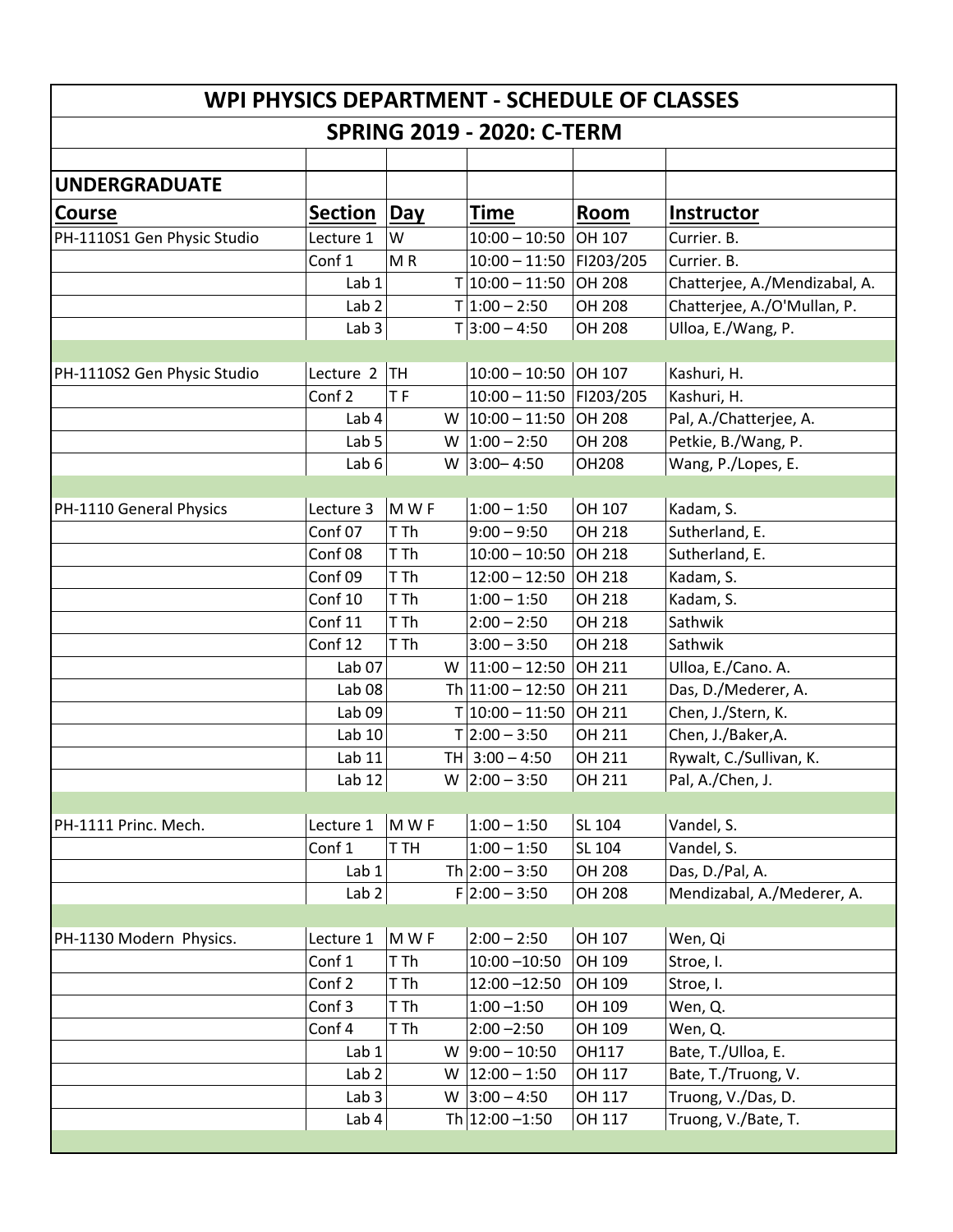# WPI PHYSICS DEPARTMENT - SCHEDULE OF CLASSES

## SPRING 2019 - 2020: C-TERM

### UNDERGRADUATE

| Course | Section | Day | Time | Room | Instructor |
|---|---|---|---|---|---|
| PH-1110S1 Gen Physic Studio | Lecture 1 | W | 10:00 – 10:50 | OH 107 | Currier. B. |
| | Conf 1 | M R | 10:00 – 11:50 | FI203/205 | Currier. B. |
| | Lab 1 | T | 10:00 – 11:50 | OH 208 | Chatterjee, A./Mendizabal, A. |
| | Lab 2 | T | 1:00 – 2:50 | OH 208 | Chatterjee, A./O'Mullan, P. |
| | Lab 3 | T | 3:00 – 4:50 | OH 208 | Ulloa, E./Wang, P. |
| | | | | | |
| PH-1110S2 Gen Physic Studio | Lecture 2 | TH | 10:00 – 10:50 | OH 107 | Kashuri, H. |
| | Conf 2 | T F | 10:00 – 11:50 | FI203/205 | Kashuri, H. |
| | Lab 4 | W | 10:00 – 11:50 | OH 208 | Pal, A./Chatterjee, A. |
| | Lab 5 | W | 1:00 – 2:50 | OH 208 | Petkie, B./Wang, P. |
| | Lab 6 | W | 3:00– 4:50 | OH208 | Wang, P./Lopes, E. |
| | | | | | |
| PH-1110 General Physics | Lecture 3 | M W F | 1:00 – 1:50 | OH 107 | Kadam, S. |
| | Conf 07 | T Th | 9:00 – 9:50 | OH 218 | Sutherland, E. |
| | Conf 08 | T Th | 10:00 – 10:50 | OH 218 | Sutherland, E. |
| | Conf 09 | T Th | 12:00 – 12:50 | OH 218 | Kadam, S. |
| | Conf 10 | T Th | 1:00 – 1:50 | OH 218 | Kadam, S. |
| | Conf 11 | T Th | 2:00 – 2:50 | OH 218 | Sathwik |
| | Conf 12 | T Th | 3:00 – 3:50 | OH 218 | Sathwik |
| | Lab 07 | W | 11:00 – 12:50 | OH 211 | Ulloa, E./Cano. A. |
| | Lab 08 | Th | 11:00 – 12:50 | OH 211 | Das, D./Mederer, A. |
| | Lab 09 | T | 10:00 – 11:50 | OH 211 | Chen, J./Stern, K. |
| | Lab 10 | T | 2:00 – 3:50 | OH 211 | Chen, J./Baker,A. |
| | Lab 11 | TH | 3:00 – 4:50 | OH 211 | Rywalt, C./Sullivan, K. |
| | Lab 12 | W | 2:00 – 3:50 | OH 211 | Pal, A./Chen, J. |
| | | | | | |
| PH-1111 Princ. Mech. | Lecture 1 | M W F | 1:00 – 1:50 | SL 104 | Vandel, S. |
| | Conf 1 | T TH | 1:00 – 1:50 | SL 104 | Vandel, S. |
| | Lab 1 | Th | 2:00 – 3:50 | OH 208 | Das, D./Pal, A. |
| | Lab 2 | F | 2:00 – 3:50 | OH 208 | Mendizabal, A./Mederer, A. |
| | | | | | |
| PH-1130 Modern Physics. | Lecture 1 | M W F | 2:00 – 2:50 | OH 107 | Wen, Qi |
| | Conf 1 | T Th | 10:00 –10:50 | OH 109 | Stroe, I. |
| | Conf 2 | T Th | 12:00 –12:50 | OH 109 | Stroe, I. |
| | Conf 3 | T Th | 1:00 –1:50 | OH 109 | Wen, Q. |
| | Conf 4 | T Th | 2:00 –2:50 | OH 109 | Wen, Q. |
| | Lab 1 | W | 9:00 – 10:50 | OH117 | Bate, T./Ulloa, E. |
| | Lab 2 | W | 12:00 – 1:50 | OH 117 | Bate, T./Truong, V. |
| | Lab 3 | W | 3:00 – 4:50 | OH 117 | Truong, V./Das, D. |
| | Lab 4 | Th | 12:00 –1:50 | OH 117 | Truong, V./Bate, T. |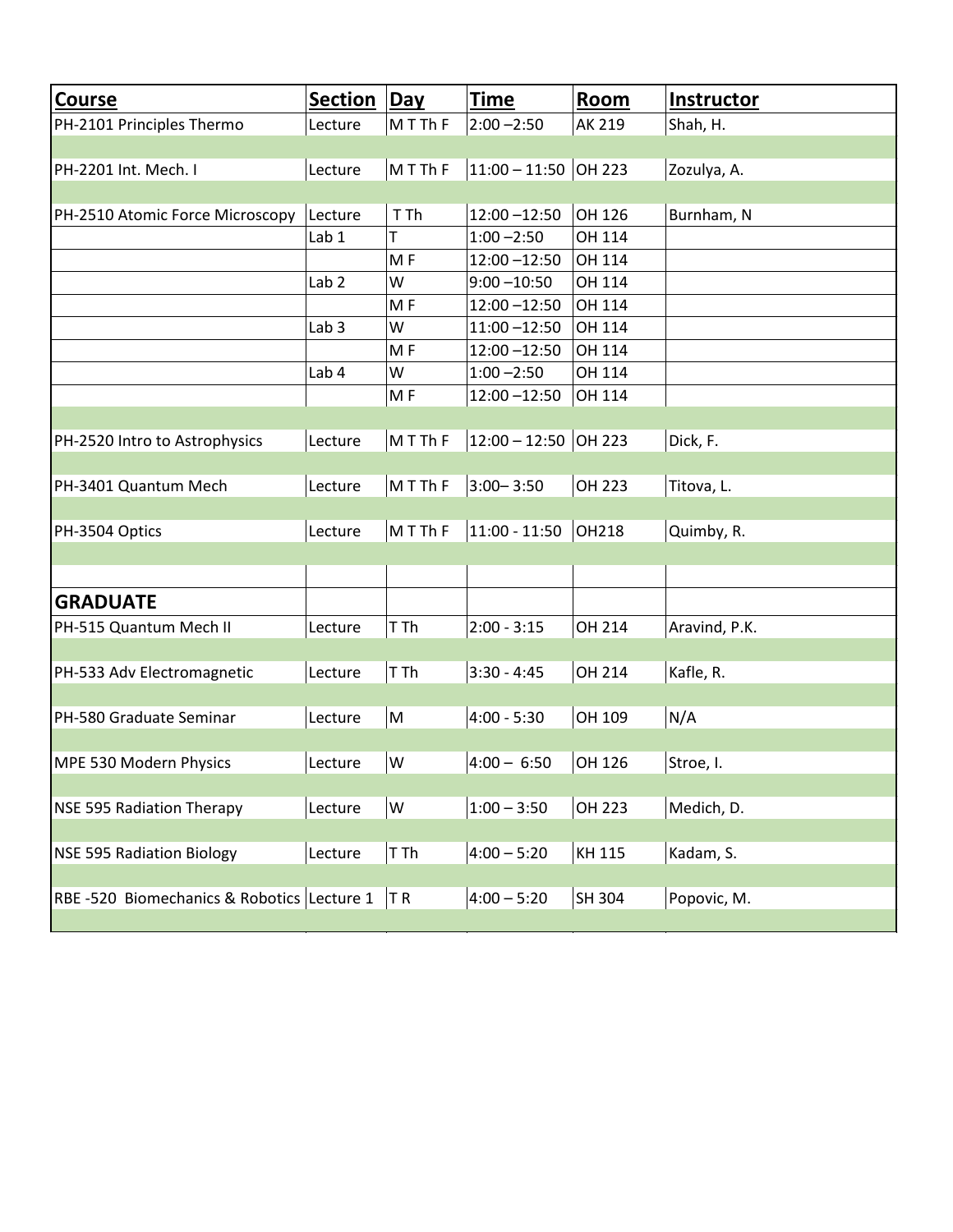| Course | Section | Day | Time | Room | Instructor |
|---|---|---|---|---|---|
| PH-2101 Principles Thermo | Lecture | M T Th F | 2:00 –2:50 | AK 219 | Shah, H. |
| | | | | | |
| PH-2201 Int. Mech. I | Lecture | M T Th F | 11:00 – 11:50 | OH 223 | Zozulya, A. |
| | | | | | |
| PH-2510 Atomic Force Microscopy | Lecture | T Th | 12:00 –12:50 | OH 126 | Burnham, N |
| | Lab 1 | T | 1:00 –2:50 | OH 114 | |
| | | M F | 12:00 –12:50 | OH 114 | |
| | Lab 2 | W | 9:00 –10:50 | OH 114 | |
| | | M F | 12:00 –12:50 | OH 114 | |
| | Lab 3 | W | 11:00 –12:50 | OH 114 | |
| | | M F | 12:00 –12:50 | OH 114 | |
| | Lab 4 | W | 1:00 –2:50 | OH 114 | |
| | | M F | 12:00 –12:50 | OH 114 | |
| | | | | | |
| PH-2520 Intro to Astrophysics | Lecture | M T Th F | 12:00 – 12:50 | OH 223 | Dick, F. |
| | | | | | |
| PH-3401 Quantum Mech | Lecture | M T Th F | 3:00– 3:50 | OH 223 | Titova, L. |
| | | | | | |
| PH-3504 Optics | Lecture | M T Th F | 11:00 - 11:50 | OH218 | Quimby, R. |
| | | | | | |
| | | | | | |
| **GRADUATE** | | | | | |
| PH-515 Quantum Mech II | Lecture | T Th | 2:00 - 3:15 | OH 214 | Aravind, P.K. |
| | | | | | |
| PH-533 Adv Electromagnetic | Lecture | T Th | 3:30 - 4:45 | OH 214 | Kafle, R. |
| | | | | | |
| PH-580 Graduate Seminar | Lecture | M | 4:00 - 5:30 | OH 109 | N/A |
| | | | | | |
| MPE 530 Modern Physics | Lecture | W | 4:00 – 6:50 | OH 126 | Stroe, I. |
| | | | | | |
| NSE 595 Radiation Therapy | Lecture | W | 1:00 – 3:50 | OH 223 | Medich, D. |
| | | | | | |
| NSE 595 Radiation Biology | Lecture | T Th | 4:00 – 5:20 | KH 115 | Kadam, S. |
| | | | | | |
| RBE -520 Biomechanics & Robotics | Lecture 1 | T R | 4:00 – 5:20 | SH 304 | Popovic, M. |
| | | | | | |